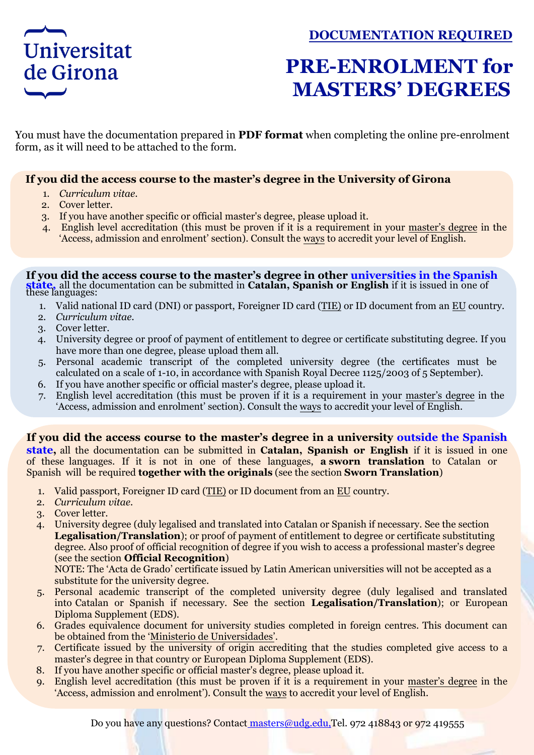Universitat de Girona

**DOCUMENTATION REQUIRED**

# PRE-ENROLMENT for MASTERS' DEGREES

You must have the documentation prepared in **PDF format** when completing the online pre-enrolment form, as it will need to be attached to the form.

**If you did the access course to the master's degree in the University of Girona**

1. *Curriculum vitae*.
2. Cover letter.
3. If you have another specific or official master's degree, please upload it.
4. English level accreditation (this must be proven if it is a requirement in your master's degree in the 'Access, admission and enrolment' section). Consult the ways to accredit your level of English.

**If you did the access course to the master's degree in other universities in the Spanish state,** all the documentation can be submitted in **Catalan, Spanish or English** if it is issued in one of these languages:

1. Valid national ID card (DNI) or passport, Foreigner ID card (TIE) or ID document from an EU country.
2. *Curriculum vitae*.
3. Cover letter.
4. University degree or proof of payment of entitlement to degree or certificate substituting degree. If you have more than one degree, please upload them all.
5. Personal academic transcript of the completed university degree (the certificates must be calculated on a scale of 1-10, in accordance with Spanish Royal Decree 1125/2003 of 5 September).
6. If you have another specific or official master's degree, please upload it.
7. English level accreditation (this must be proven if it is a requirement in your master's degree in the 'Access, admission and enrolment' section). Consult the ways to accredit your level of English.

**If you did the access course to the master's degree in a university outside the Spanish state,** all the documentation can be submitted in **Catalan, Spanish or English** if it is issued in one of these languages. If it is not in one of these languages, **a sworn translation** to Catalan or Spanish will be required **together with the originals** (see the section **Sworn Translation**)

1. Valid passport, Foreigner ID card (TIE) or ID document from an EU country.
2. *Curriculum vitae*.
3. Cover letter.
4. University degree (duly legalised and translated into Catalan or Spanish if necessary. See the section **Legalisation/Translation**); or proof of payment of entitlement to degree or certificate substituting degree. Also proof of official recognition of degree if you wish to access a professional master's degree (see the section **Official Recognition**)
   NOTE: The 'Acta de Grado' certificate issued by Latin American universities will not be accepted as a substitute for the university degree.
5. Personal academic transcript of the completed university degree (duly legalised and translated into Catalan or Spanish if necessary. See the section **Legalisation/Translation**); or European Diploma Supplement (EDS).
6. Grades equivalence document for university studies completed in foreign centres. This document can be obtained from the 'Ministerio de Universidades'.
7. Certificate issued by the university of origin accrediting that the studies completed give access to a master's degree in that country or European Diploma Supplement (EDS).
8. If you have another specific or official master's degree, please upload it.
9. English level accreditation (this must be proven if it is a requirement in your master's degree in the 'Access, admission and enrolment'). Consult the ways to accredit your level of English.

Do you have any questions? Contact masters@udg.edu, Tel. 972 418843 or 972 419555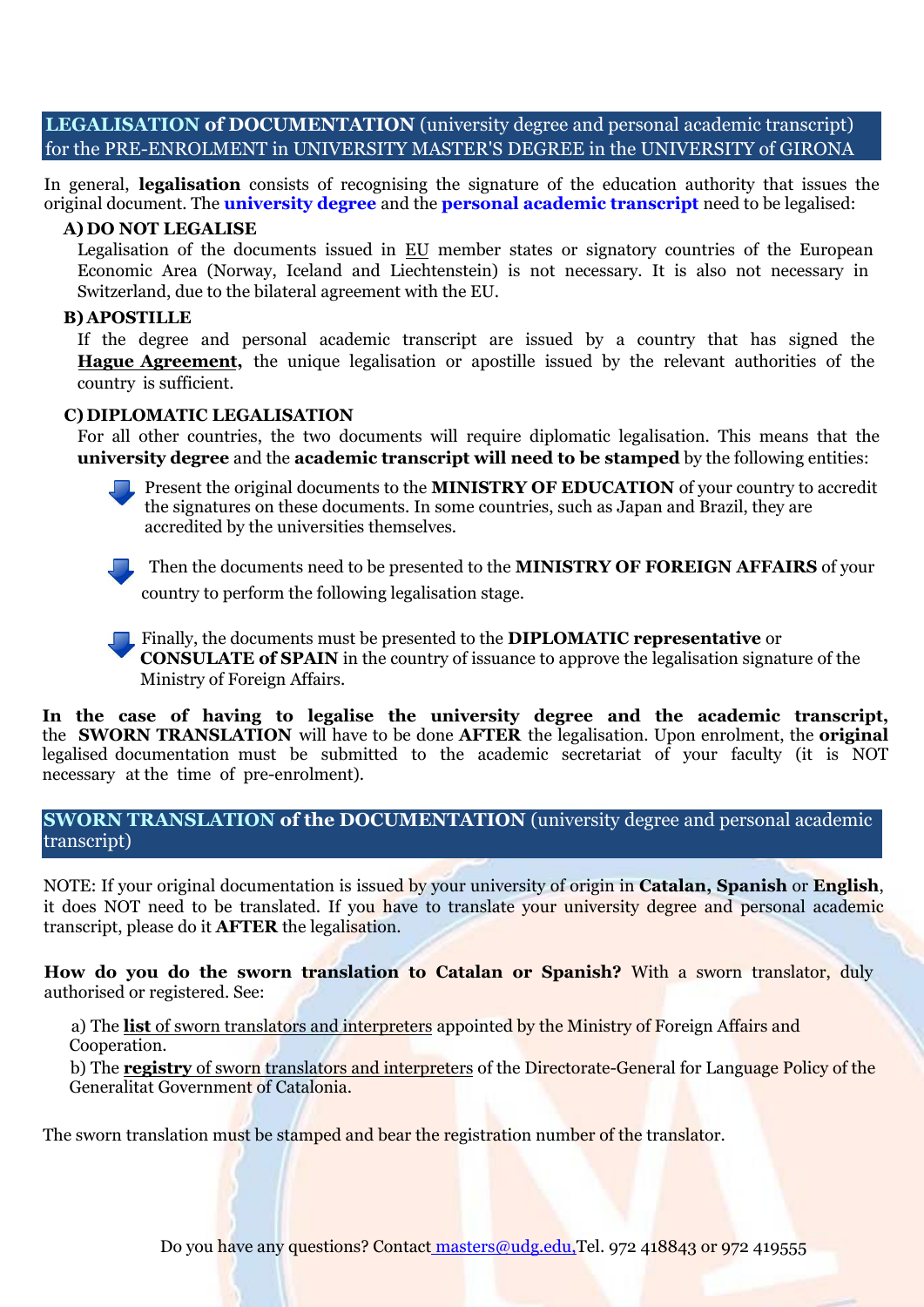## **LEGALISATION of DOCUMENTATION** (university degree and personal academic transcript) for the PRE-ENROLMENT in UNIVERSITY MASTER'S DEGREE in the UNIVERSITY of GIRONA

In general, **legalisation** consists of recognising the signature of the education authority that issues the original document. The **university degree** and the **personal academic transcript** need to be legalised:

**A) DO NOT LEGALISE**

Legalisation of the documents issued in EU member states or signatory countries of the European Economic Area (Norway, Iceland and Liechtenstein) is not necessary. It is also not necessary in Switzerland, due to the bilateral agreement with the EU.

**B) APOSTILLE**

If the degree and personal academic transcript are issued by a country that has signed the **Hague Agreement,** the unique legalisation or apostille issued by the relevant authorities of the country is sufficient.

**C) DIPLOMATIC LEGALISATION**

For all other countries, the two documents will require diplomatic legalisation. This means that the **university degree** and the **academic transcript will need to be stamped** by the following entities:

- Present the original documents to the **MINISTRY OF EDUCATION** of your country to accredit the signatures on these documents. In some countries, such as Japan and Brazil, they are accredited by the universities themselves.
- Then the documents need to be presented to the **MINISTRY OF FOREIGN AFFAIRS** of your country to perform the following legalisation stage.
- Finally, the documents must be presented to the **DIPLOMATIC representative** or **CONSULATE of SPAIN** in the country of issuance to approve the legalisation signature of the Ministry of Foreign Affairs.

**In the case of having to legalise the university degree and the academic transcript,** the **SWORN TRANSLATION** will have to be done **AFTER** the legalisation. Upon enrolment, the **original** legalised documentation must be submitted to the academic secretariat of your faculty (it is NOT necessary at the time of pre-enrolment).

## **SWORN TRANSLATION of the DOCUMENTATION** (university degree and personal academic transcript)

NOTE: If your original documentation is issued by your university of origin in **Catalan, Spanish** or **English**, it does NOT need to be translated. If you have to translate your university degree and personal academic transcript, please do it **AFTER** the legalisation.

**How do you do the sworn translation to Catalan or Spanish?** With a sworn translator, duly authorised or registered. See:

a) The **list** of sworn translators and interpreters appointed by the Ministry of Foreign Affairs and Cooperation.

b) The **registry** of sworn translators and interpreters of the Directorate-General for Language Policy of the Generalitat Government of Catalonia.

The sworn translation must be stamped and bear the registration number of the translator.

Do you have any questions? Contact masters@udg.edu, Tel. 972 418843 or 972 419555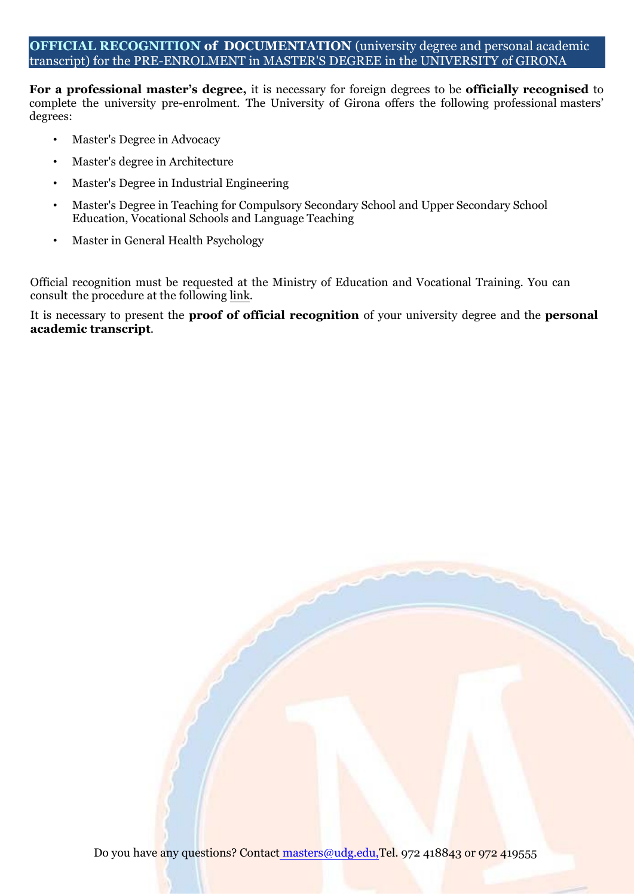## **OFFICIAL RECOGNITION of DOCUMENTATION** (university degree and personal academic transcript) for the PRE-ENROLMENT in MASTER'S DEGREE in the UNIVERSITY of GIRONA

**For a professional master's degree,** it is necessary for foreign degrees to be **officially recognised** to complete the university pre-enrolment. The University of Girona offers the following professional masters' degrees:

- Master's Degree in Advocacy
- Master's degree in Architecture
- Master's Degree in Industrial Engineering
- Master's Degree in Teaching for Compulsory Secondary School and Upper Secondary School Education, Vocational Schools and Language Teaching
- Master in General Health Psychology

Official recognition must be requested at the Ministry of Education and Vocational Training. You can consult the procedure at the following link.

It is necessary to present the **proof of official recognition** of your university degree and the **personal academic transcript**.

Do you have any questions? Contact masters@udg.edu, Tel. 972 418843 or 972 419555